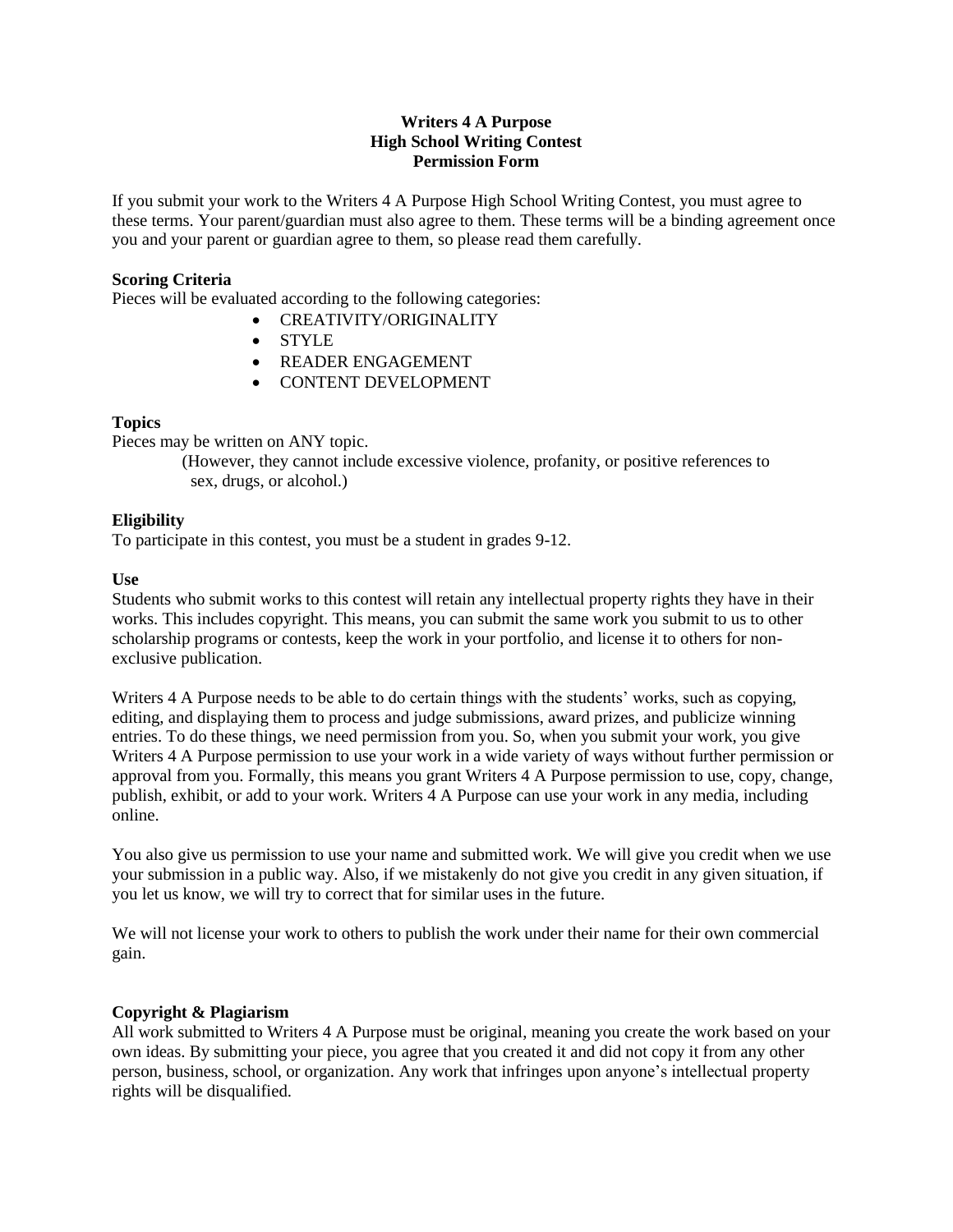# Writers 4 A Purpose
## High School Writing Contest
## Permission Form

If you submit your work to the Writers 4 A Purpose High School Writing Contest, you must agree to these terms. Your parent/guardian must also agree to them. These terms will be a binding agreement once you and your parent or guardian agree to them, so please read them carefully.

**Scoring Criteria**

Pieces will be evaluated according to the following categories:

- CREATIVITY/ORIGINALITY
- STYLE
- READER ENGAGEMENT
- CONTENT DEVELOPMENT

**Topics**

Pieces may be written on ANY topic.

(However, they cannot include excessive violence, profanity, or positive references to sex, drugs, or alcohol.)

**Eligibility**

To participate in this contest, you must be a student in grades 9-12.

**Use**

Students who submit works to this contest will retain any intellectual property rights they have in their works. This includes copyright. This means, you can submit the same work you submit to us to other scholarship programs or contests, keep the work in your portfolio, and license it to others for non-exclusive publication.

Writers 4 A Purpose needs to be able to do certain things with the students' works, such as copying, editing, and displaying them to process and judge submissions, award prizes, and publicize winning entries. To do these things, we need permission from you. So, when you submit your work, you give Writers 4 A Purpose permission to use your work in a wide variety of ways without further permission or approval from you. Formally, this means you grant Writers 4 A Purpose permission to use, copy, change, publish, exhibit, or add to your work. Writers 4 A Purpose can use your work in any media, including online.

You also give us permission to use your name and submitted work. We will give you credit when we use your submission in a public way. Also, if we mistakenly do not give you credit in any given situation, if you let us know, we will try to correct that for similar uses in the future.

We will not license your work to others to publish the work under their name for their own commercial gain.

**Copyright & Plagiarism**

All work submitted to Writers 4 A Purpose must be original, meaning you create the work based on your own ideas. By submitting your piece, you agree that you created it and did not copy it from any other person, business, school, or organization. Any work that infringes upon anyone's intellectual property rights will be disqualified.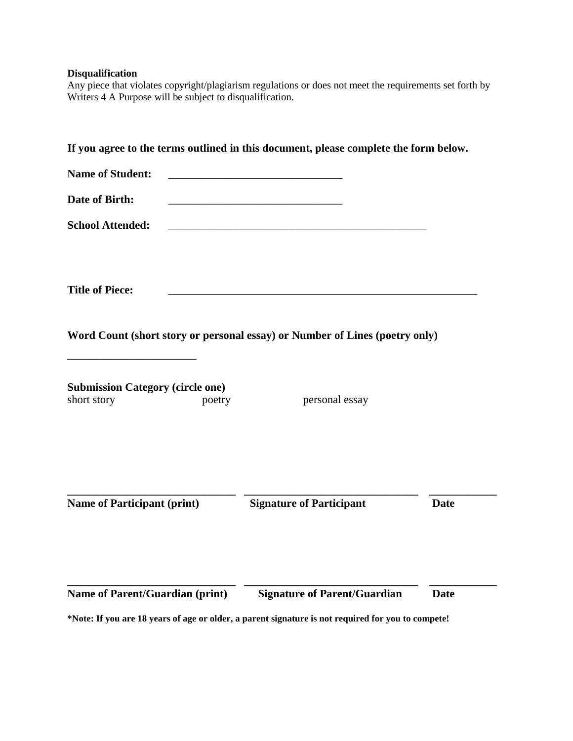**Disqualification**
Any piece that violates copyright/plagiarism regulations or does not meet the requirements set forth by Writers 4 A Purpose will be subject to disqualification.

**If you agree to the terms outlined in this document, please complete the form below.**

**Name of Student:** _______________________________

**Date of Birth:** _______________________________

**School Attended:** _______________________________________________

**Title of Piece:** ________________________________________________________

**Word Count (short story or personal essay) or Number of Lines (poetry only)**

_______________________

**Submission Category (circle one)**
short story poetry personal essay

| | | |
|---|---|---|
| ______________________________ | ______________________________ | ____________ |
| **Name of Participant (print)** | **Signature of Participant** | **Date** |
| ______________________________ | ______________________________ | ____________ |
| **Name of Parent/Guardian (print)** | **Signature of Parent/Guardian** | **Date** |

**\*Note: If you are 18 years of age or older, a parent signature is not required for you to compete!**